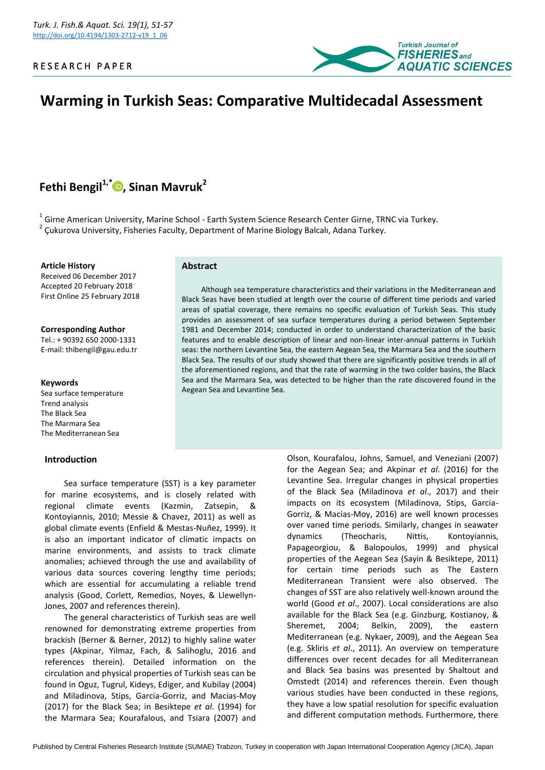RESEARCH PAPER

# Warming in Turkish Seas: Comparative Multidecadal Assessment

**Fethi Bengil[1,*], Sinan Mavruk[2]**

[1] Girne American University, Marine School - Earth System Science Research Center Girne, TRNC via Turkey.
[2] Çukurova University, Fisheries Faculty, Department of Marine Biology Balcalı, Adana Turkey.

**Article History**
Received 06 December 2017
Accepted 20 February 2018
First Online 25 February 2018

**Corresponding Author**
Tel.: + 90392 650 2000-1331
E-mail: thibengil@gau.edu.tr

**Keywords**
Sea surface temperature
Trend analysis
The Black Sea
The Marmara Sea
The Mediterranean Sea

## Abstract

Although sea temperature characteristics and their variations in the Mediterranean and Black Seas have been studied at length over the course of different time periods and varied areas of spatial coverage, there remains no specific evaluation of Turkish Seas. This study provides an assessment of sea surface temperatures during a period between September 1981 and December 2014; conducted in order to understand characterization of the basic features and to enable description of linear and non-linear inter-annual patterns in Turkish seas: the northern Levantine Sea, the eastern Aegean Sea, the Marmara Sea and the southern Black Sea. The results of our study showed that there are significantly positive trends in all of the aforementioned regions, and that the rate of warming in the two colder basins, the Black Sea and the Marmara Sea, was detected to be higher than the rate discovered found in the Aegean Sea and Levantine Sea.

## Introduction

Sea surface temperature (SST) is a key parameter for marine ecosystems, and is closely related with regional climate events (Kazmin, Zatsepin, & Kontoyiannis, 2010; Messie & Chavez, 2011) as well as global climate events (Enfield & Mestas-Nuñez, 1999). It is also an important indicator of climatic impacts on marine environments, and assists to track climate anomalies; achieved through the use and availability of various data sources covering lengthy time periods; which are essential for accumulating a reliable trend analysis (Good, Corlett, Remedios, Noyes, & Llewellyn-Jones, 2007 and references therein).

The general characteristics of Turkish seas are well renowned for demonstrating extreme properties from brackish (Berner & Berner, 2012) to highly saline water types (Akpinar, Yilmaz, Fach, & Salihoglu, 2016 and references therein). Detailed information on the circulation and physical properties of Turkish seas can be found in Oguz, Tugrul, Kideys, Ediger, and Kubilay (2004) and Miladinova, Stips, Garcia-Gorriz, and Macias-Moy (2017) for the Black Sea; in Besiktepe *et al*. (1994) for the Marmara Sea; Kourafalous, and Tsiara (2007) and Olson, Kourafalou, Johns, Samuel, and Veneziani (2007) for the Aegean Sea; and Akpinar *et al*. (2016) for the Levantine Sea. Irregular changes in physical properties of the Black Sea (Miladinova *et al*., 2017) and their impacts on its ecosystem (Miladinova, Stips, Garcia-Gorriz, & Macias-Moy, 2016) are well known processes over varıed time periods. Similarly, changes in seawater dynamics (Theocharis, Nittis, Kontoyiannis, Papageorgiou, & Balopoulos, 1999) and physical properties of the Aegean Sea (Sayin & Besiktepe, 2011) for certain time periods such as The Eastern Mediterranean Transient were also observed. The changes of SST are also relatively well-known around the world (Good *et al*., 2007). Local considerations are also available for the Black Sea (e.g. Ginzburg, Kostianov, & Sheremet, 2004; Belkin, 2009), the eastern Mediterranean (e.g. Nykaer, 2009), and the Aegean Sea (e.g. Skliris *et al*., 2011). An overview on temperature differences over recent decades for all Mediterranean and Black Sea basins was presented by Shaltout and Omstedt (2014) and references therein. Even though various studies have been conducted in these regions, they have a low spatial resolution for specific evaluation and different computation methods. Furthermore, there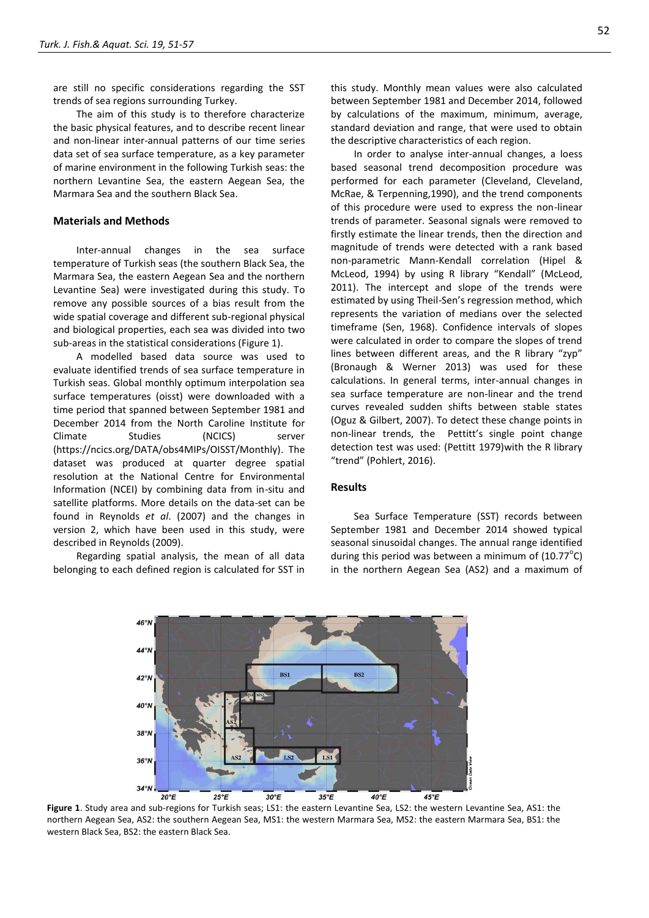are still no specific considerations regarding the SST trends of sea regions surrounding Turkey.

The aim of this study is to therefore characterize the basic physical features, and to describe recent linear and non-linear inter-annual patterns of our time series data set of sea surface temperature, as a key parameter of marine environment in the following Turkish seas: the northern Levantine Sea, the eastern Aegean Sea, the Marmara Sea and the southern Black Sea.

## Materials and Methods

Inter-annual changes in the sea surface temperature of Turkish seas (the southern Black Sea, the Marmara Sea, the eastern Aegean Sea and the northern Levantine Sea) were investigated during this study. To remove any possible sources of a bias result from the wide spatial coverage and different sub-regional physical and biological properties, each sea was divided into two sub-areas in the statistical considerations (Figure 1).

A modelled based data source was used to evaluate identified trends of sea surface temperature in Turkish seas. Global monthly optimum interpolation sea surface temperatures (oisst) were downloaded with a time period that spanned between September 1981 and December 2014 from the North Caroline Institute for Climate Studies (NCICS) server (https://ncics.org/DATA/obs4MIPs/OISST/Monthly). The dataset was produced at quarter degree spatial resolution at the National Centre for Environmental Information (NCEI) by combining data from in-situ and satellite platforms. More details on the data-set can be found in Reynolds *et al*. (2007) and the changes in version 2, which have been used in this study, were described in Reynolds (2009).

Regarding spatial analysis, the mean of all data belonging to each defined region is calculated for SST in this study. Monthly mean values were also calculated between September 1981 and December 2014, followed by calculations of the maximum, minimum, average, standard deviation and range, that were used to obtain the descriptive characteristics of each region.

In order to analyse inter-annual changes, a loess based seasonal trend decomposition procedure was performed for each parameter (Cleveland, Cleveland, McRae, & Terpenning,1990), and the trend components of this procedure were used to express the non-linear trends of parameter. Seasonal signals were removed to firstly estimate the linear trends, then the direction and magnitude of trends were detected with a rank based non-parametric Mann-Kendall correlation (Hipel & McLeod, 1994) by using R library "Kendall" (McLeod, 2011). The intercept and slope of the trends were estimated by using Theil-Sen's regression method, which represents the variation of medians over the selected timeframe (Sen, 1968). Confidence intervals of slopes were calculated in order to compare the slopes of trend lines between different areas, and the R library "zyp" (Bronaugh & Werner 2013) was used for these calculations. In general terms, inter-annual changes in sea surface temperature are non-linear and the trend curves revealed sudden shifts between stable states (Oguz & Gilbert, 2007). To detect these change points in non-linear trends, the Pettitt's single point change detection test was used: (Pettitt 1979)with the R library "trend" (Pohlert, 2016).

## Results

Sea Surface Temperature (SST) records between September 1981 and December 2014 showed typical seasonal sinusoidal changes. The annual range identified during this period was between a minimum of (10.77°C) in the northern Aegean Sea (AS2) and a maximum of

46°N
44°N
42°N
40°N
38°N
36°N
34°N
20°E 25°E 30°E 35°E 40°E 45°E
BS1 BS2 MS1 MS2 AS2 AS2 LS2 LS1
Ocean Data View

**Figure 1**. Study area and sub-regions for Turkish seas; LS1: the eastern Levantine Sea, LS2: the western Levantine Sea, AS1: the northern Aegean Sea, AS2: the southern Aegean Sea, MS1: the western Marmara Sea, MS2: the eastern Marmara Sea, BS1: the western Black Sea, BS2: the eastern Black Sea.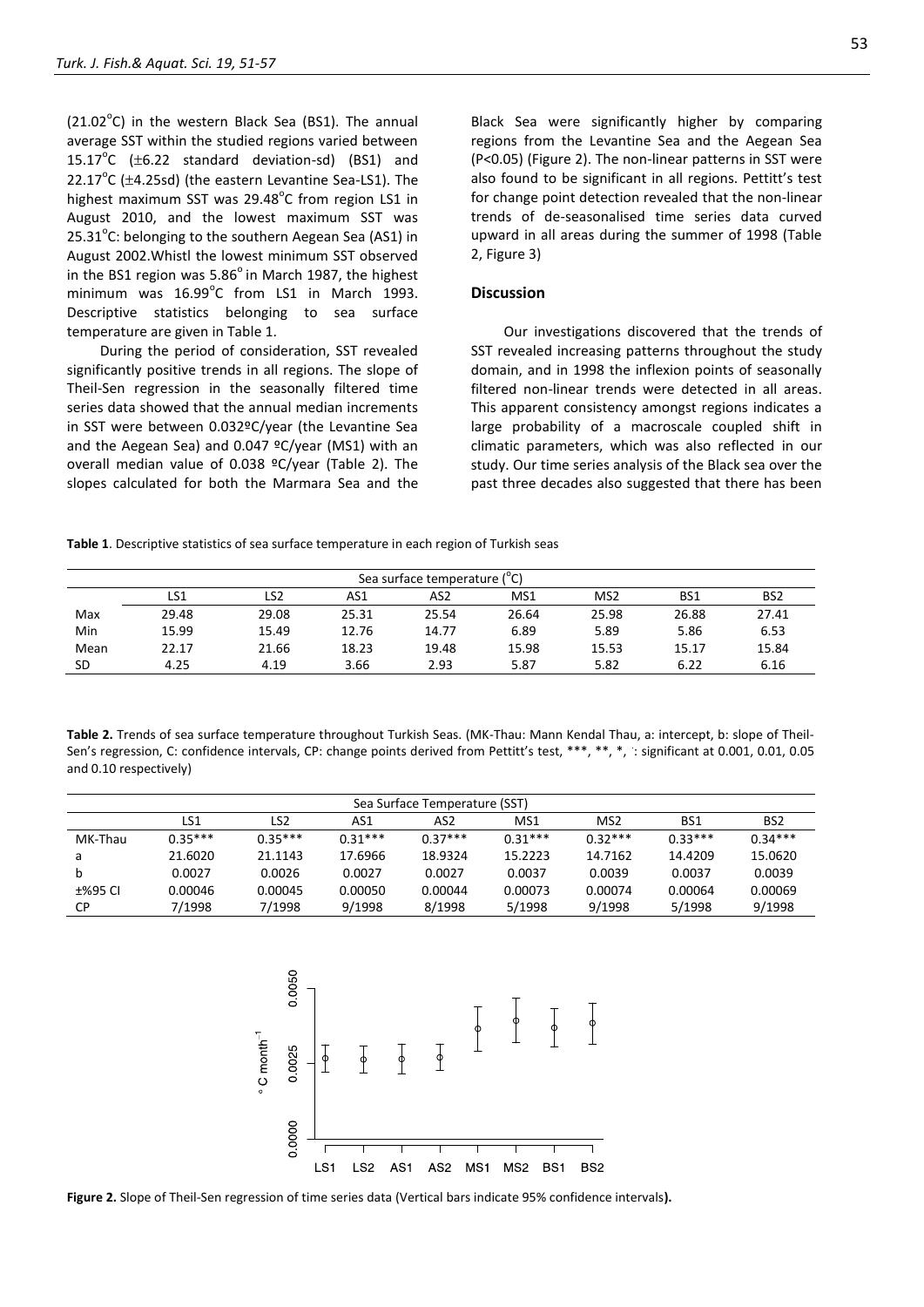(21.02°C) in the western Black Sea (BS1). The annual average SST within the studied regions varied between 15.17°C (±6.22 standard deviation-sd) (BS1) and 22.17°C (±4.25sd) (the eastern Levantine Sea-LS1). The highest maximum SST was 29.48°C from region LS1 in August 2010, and the lowest maximum SST was 25.31°C: belonging to the southern Aegean Sea (AS1) in August 2002.Whistl the lowest minimum SST observed in the BS1 region was 5.86° in March 1987, the highest minimum was 16.99°C from LS1 in March 1993. Descriptive statistics belonging to sea surface temperature are given in Table 1.

During the period of consideration, SST revealed significantly positive trends in all regions. The slope of Theil-Sen regression in the seasonally filtered time series data showed that the annual median increments in SST were between 0.032ºC/year (the Levantine Sea and the Aegean Sea) and 0.047 ºC/year (MS1) with an overall median value of 0.038 ºC/year (Table 2). The slopes calculated for both the Marmara Sea and the Black Sea were significantly higher by comparing regions from the Levantine Sea and the Aegean Sea ($P<0.05$) (Figure 2). The non-linear patterns in SST were also found to be significant in all regions. Pettitt's test for change point detection revealed that the non-linear trends of de-seasonalised time series data curved upward in all areas during the summer of 1998 (Table 2, Figure 3)

## Discussion

Our investigations discovered that the trends of SST revealed increasing patterns throughout the study domain, and in 1998 the inflexion points of seasonally filtered non-linear trends were detected in all areas. This apparent consistency amongst regions indicates a large probability of a macroscale coupled shift in climatic parameters, which was also reflected in our study. Our time series analysis of the Black sea over the past three decades also suggested that there has been

**Table 1**. Descriptive statistics of sea surface temperature in each region of Turkish seas

| | Sea surface temperature (°C) | | | | | | | |
|---|---|---|---|---|---|---|---|---|
| | LS1 | LS2 | AS1 | AS2 | MS1 | MS2 | BS1 | BS2 |
| Max | 29.48 | 29.08 | 25.31 | 25.54 | 26.64 | 25.98 | 26.88 | 27.41 |
| Min | 15.99 | 15.49 | 12.76 | 14.77 | 6.89 | 5.89 | 5.86 | 6.53 |
| Mean | 22.17 | 21.66 | 18.23 | 19.48 | 15.98 | 15.53 | 15.17 | 15.84 |
| SD | 4.25 | 4.19 | 3.66 | 2.93 | 5.87 | 5.82 | 6.22 | 6.16 |

**Table 2.** Trends of sea surface temperature throughout Turkish Seas. (MK-Thau: Mann Kendal Thau, a: intercept, b: slope of Theil-Sen's regression, C: confidence intervals, CP: change points derived from Pettitt's test, ***, **, *, ˙: significant at 0.001, 0.01, 0.05 and 0.10 respectively)

| | Sea Surface Temperature (SST) | | | | | | | |
|---|---|---|---|---|---|---|---|---|
| | LS1 | LS2 | AS1 | AS2 | MS1 | MS2 | BS1 | BS2 |
| MK-Thau | 0.35*** | 0.35*** | 0.31*** | 0.37*** | 0.31*** | 0.32*** | 0.33*** | 0.34*** |
| a | 21.6020 | 21.1143 | 17.6966 | 18.9324 | 15.2223 | 14.7162 | 14.4209 | 15.0620 |
| b | 0.0027 | 0.0026 | 0.0027 | 0.0027 | 0.0037 | 0.0039 | 0.0037 | 0.0039 |
| ±%95 CI | 0.00046 | 0.00045 | 0.00050 | 0.00044 | 0.00073 | 0.00074 | 0.00064 | 0.00069 |
| CP | 7/1998 | 7/1998 | 9/1998 | 8/1998 | 5/1998 | 9/1998 | 5/1998 | 9/1998 |

° C month$^{-1}$

0.0050

0.0025

0.0000

LS1 LS2 AS1 AS2 MS1 MS2 BS1 BS2

**Figure 2.** Slope of Theil-Sen regression of time series data (Vertical bars indicate 95% confidence intervals**).**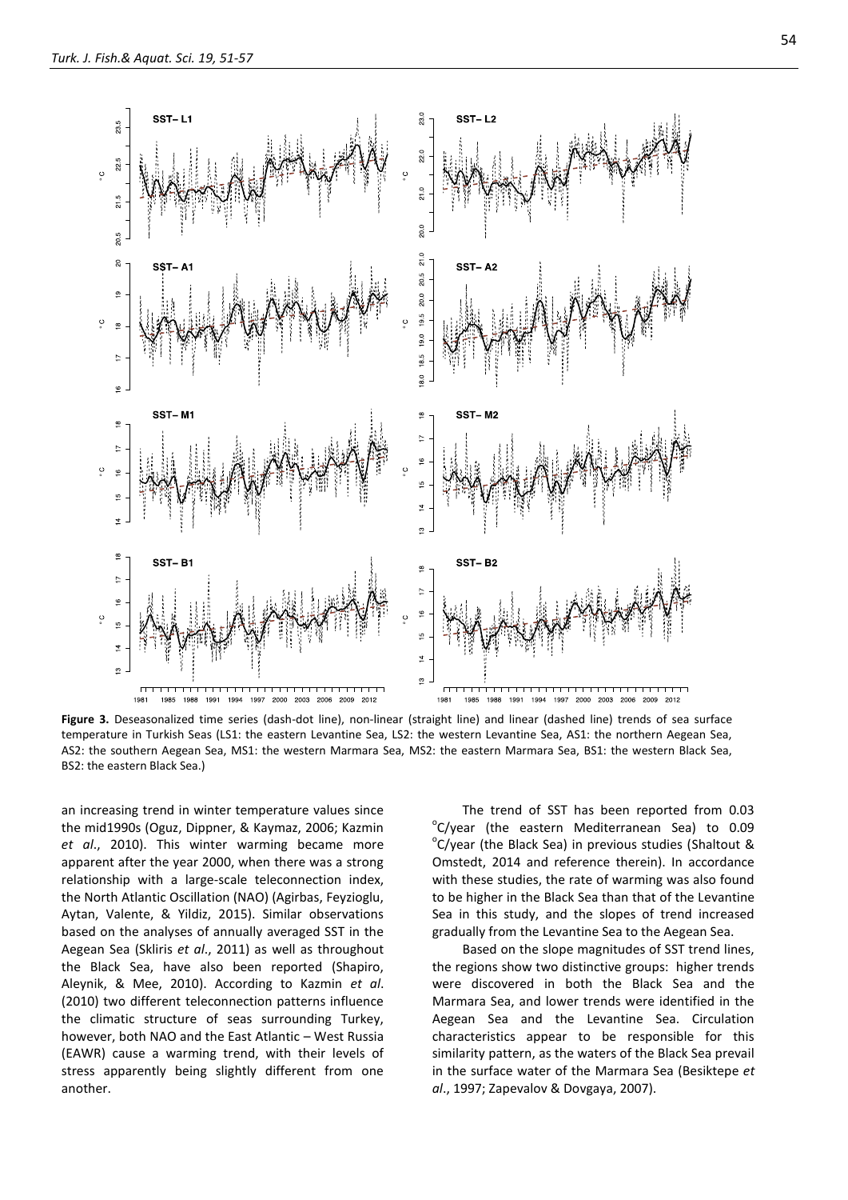SST– L1

23.5
22.5
21.5
20.5

°C

SST– L2

23.0
22.0
21.0
20.0

°C

SST– A1

20
19
18
17
16

°C

SST– A2

21.0
20.5
20.0
19.5
19.0
18.5
18.0

°C

SST– M1

18
17
16
15
14

°C

SST– M2

18
17
16
15
14
13

°C

SST– B1

18
17
16
15
14
13

°C

SST– B2

18
17
16
15
14
13

°C

1981 1985 1988 1991 1994 1997 2000 2003 2006 2009 2012

1981 1985 1988 1991 1994 1997 2000 2003 2006 2009 2012

**Figure 3.** Deseasonalized time series (dash-dot line), non-linear (straight line) and linear (dashed line) trends of sea surface temperature in Turkish Seas (LS1: the eastern Levantine Sea, LS2: the western Levantine Sea, AS1: the northern Aegean Sea, AS2: the southern Aegean Sea, MS1: the western Marmara Sea, MS2: the eastern Marmara Sea, BS1: the western Black Sea, BS2: the eastern Black Sea.)

an increasing trend in winter temperature values since the mid1990s (Oguz, Dippner, & Kaymaz, 2006; Kazmin *et al*., 2010). This winter warming became more apparent after the year 2000, when there was a strong relationship with a large-scale teleconnection index, the North Atlantic Oscillation (NAO) (Agirbas, Feyzioglu, Aytan, Valente, & Yildiz, 2015). Similar observations based on the analyses of annually averaged SST in the Aegean Sea (Skliris *et al*., 2011) as well as throughout the Black Sea, have also been reported (Shapiro, Aleynik, & Mee, 2010). According to Kazmin *et al*. (2010) two different teleconnection patterns influence the climatic structure of seas surrounding Turkey, however, both NAO and the East Atlantic – West Russia (EAWR) cause a warming trend, with their levels of stress apparently being slightly different from one another.

The trend of SST has been reported from 0.03 °C/year (the eastern Mediterranean Sea) to 0.09 °C/year (the Black Sea) in previous studies (Shaltout & Omstedt, 2014 and reference therein). In accordance with these studies, the rate of warming was also found to be higher in the Black Sea than that of the Levantine Sea in this study, and the slopes of trend increased gradually from the Levantine Sea to the Aegean Sea.

Based on the slope magnitudes of SST trend lines, the regions show two distinctive groups: higher trends were discovered in both the Black Sea and the Marmara Sea, and lower trends were identified in the Aegean Sea and the Levantine Sea. Circulation characteristics appear to be responsible for this similarity pattern, as the waters of the Black Sea prevail in the surface water of the Marmara Sea (Besiktepe *et al*., 1997; Zapevalov & Dovgaya, 2007).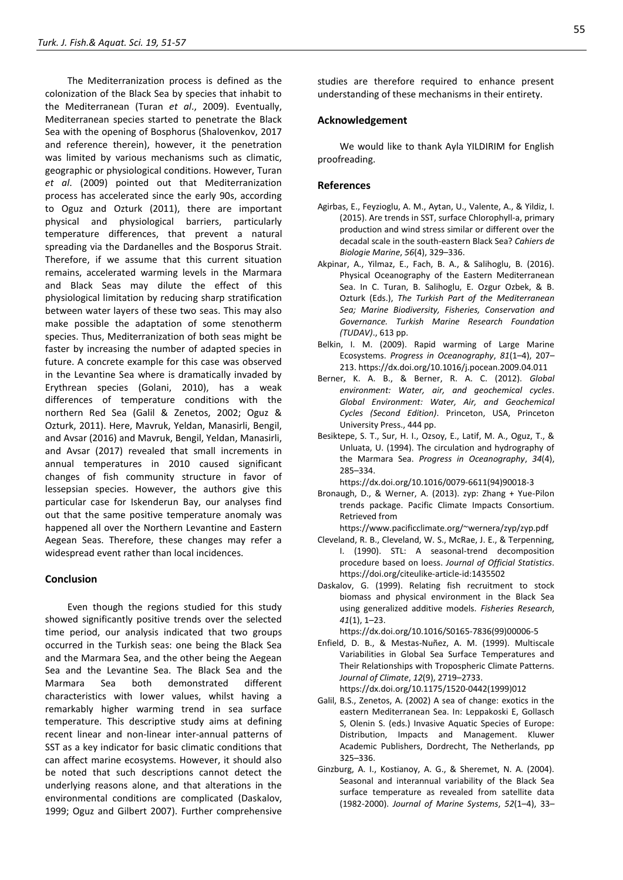The Mediterranization process is defined as the colonization of the Black Sea by species that inhabit to the Mediterranean (Turan *et al*., 2009). Eventually, Mediterranean species started to penetrate the Black Sea with the opening of Bosphorus (Shalovenkov, 2017 and reference therein), however, it the penetration was limited by various mechanisms such as climatic, geographic or physiological conditions. However, Turan *et al*. (2009) pointed out that Mediterranization process has accelerated since the early 90s, according to Oguz and Ozturk (2011), there are important physical and physiological barriers, particularly temperature differences, that prevent a natural spreading via the Dardanelles and the Bosporus Strait. Therefore, if we assume that this current situation remains, accelerated warming levels in the Marmara and Black Seas may dilute the effect of this physiological limitation by reducing sharp stratification between water layers of these two seas. This may also make possible the adaptation of some stenotherm species. Thus, Mediterranization of both seas might be faster by increasing the number of adapted species in future. A concrete example for this case was observed in the Levantine Sea where is dramatically invaded by Erythrean species (Golani, 2010), has a weak differences of temperature conditions with the northern Red Sea (Galil & Zenetos, 2002; Oguz & Ozturk, 2011). Here, Mavruk, Yeldan, Manasirli, Bengil, and Avsar (2016) and Mavruk, Bengil, Yeldan, Manasirli, and Avsar (2017) revealed that small increments in annual temperatures in 2010 caused significant changes of fish community structure in favor of lessepsian species. However, the authors give this particular case for Iskenderun Bay, our analyses find out that the same positive temperature anomaly was happened all over the Northern Levantine and Eastern Aegean Seas. Therefore, these changes may refer a widespread event rather than local incidences.

## Conclusion

Even though the regions studied for this study showed significantly positive trends over the selected time period, our analysis indicated that two groups occurred in the Turkish seas: one being the Black Sea and the Marmara Sea, and the other being the Aegean Sea and the Levantine Sea. The Black Sea and the Marmara Sea both demonstrated different characteristics with lower values, whilst having a remarkably higher warming trend in sea surface temperature. This descriptive study aims at defining recent linear and non-linear inter-annual patterns of SST as a key indicator for basic climatic conditions that can affect marine ecosystems. However, it should also be noted that such descriptions cannot detect the underlying reasons alone, and that alterations in the environmental conditions are complicated (Daskalov, 1999; Oguz and Gilbert 2007). Further comprehensive studies are therefore required to enhance present understanding of these mechanisms in their entirety.

## Acknowledgement

We would like to thank Ayla YILDIRIM for English proofreading.

## References

Agirbas, E., Feyzioglu, A. M., Aytan, U., Valente, A., & Yildiz, I. (2015). Are trends in SST, surface Chlorophyll-a, primary production and wind stress similar or different over the decadal scale in the south-eastern Black Sea? *Cahiers de Biologie Marine*, *56*(4), 329–336.

Akpinar, A., Yilmaz, E., Fach, B. A., & Salihoglu, B. (2016). Physical Oceanography of the Eastern Mediterranean Sea. In C. Turan, B. Salihoglu, E. Ozgur Ozbek, & B. Ozturk (Eds.), *The Turkish Part of the Mediterranean Sea; Marine Biodiversity, Fisheries, Conservation and Governance. Turkish Marine Research Foundation (TUDAV)*., 613 pp.

Belkin, I. M. (2009). Rapid warming of Large Marine Ecosystems. *Progress in Oceanography*, *81*(1–4), 207–213. https://dx.doi.org/10.1016/j.pocean.2009.04.011

Berner, K. A. B., & Berner, R. A. C. (2012). *Global environment: Water, air, and geochemical cycles*. *Global Environment: Water, Air, and Geochemical Cycles (Second Edition)*. Princeton, USA, Princeton University Press., 444 pp.

Besiktepe, S. T., Sur, H. I., Ozsoy, E., Latif, M. A., Oguz, T., & Unluata, U. (1994). The circulation and hydrography of the Marmara Sea. *Progress in Oceanography*, *34*(4), 285–334. https://dx.doi.org/10.1016/0079-6611(94)90018-3

Bronaugh, D., & Werner, A. (2013). zyp: Zhang + Yue-Pilon trends package. Pacific Climate Impacts Consortium. Retrieved from https://www.pacificclimate.org/~wernera/zyp/zyp.pdf

Cleveland, R. B., Cleveland, W. S., McRae, J. E., & Terpenning, I. (1990). STL: A seasonal-trend decomposition procedure based on loess. *Journal of Official Statistics*. https://doi.org/citeulike-article-id:1435502

Daskalov, G. (1999). Relating fish recruitment to stock biomass and physical environment in the Black Sea using generalized additive models. *Fisheries Research*, *41*(1), 1–23. https://dx.doi.org/10.1016/S0165-7836(99)00006-5

Enfield, D. B., & Mestas-Nuñez, A. M. (1999). Multiscale Variabilities in Global Sea Surface Temperatures and Their Relationships with Tropospheric Climate Patterns. *Journal of Climate*, *12*(9), 2719–2733. https://dx.doi.org/10.1175/1520-0442(1999)012

Galil, B.S., Zenetos, A. (2002) A sea of change: exotics in the eastern Mediterranean Sea. In: Leppakoski E, Gollasch S, Olenin S. (eds.) Invasive Aquatic Species of Europe: Distribution, Impacts and Management. Kluwer Academic Publishers, Dordrecht, The Netherlands, pp 325–336.

Ginzburg, A. I., Kostianoy, A. G., & Sheremet, N. A. (2004). Seasonal and interannual variability of the Black Sea surface temperature as revealed from satellite data (1982-2000). *Journal of Marine Systems*, *52*(1–4), 33–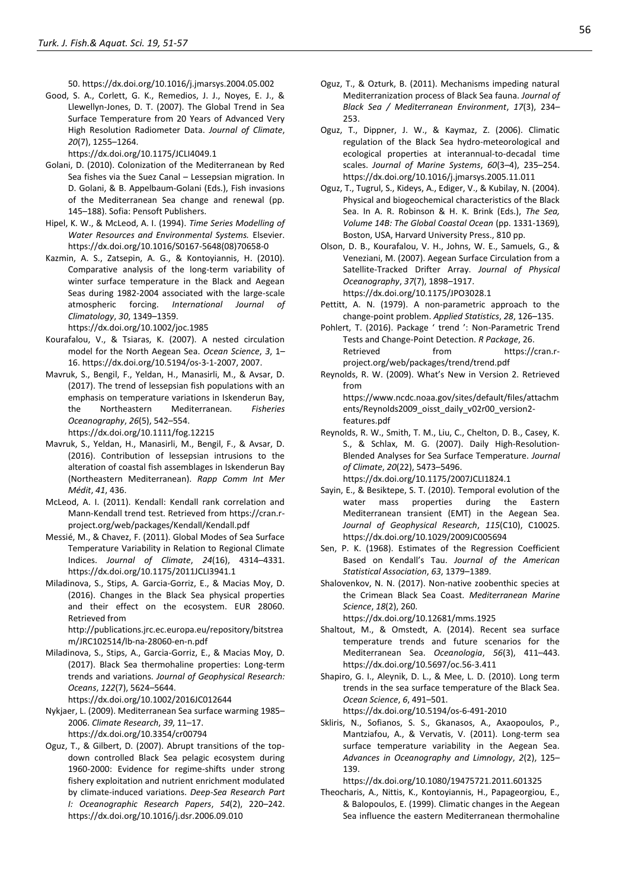50. https://dx.doi.org/10.1016/j.jmarsys.2004.05.002

Good, S. A., Corlett, G. K., Remedios, J. J., Noyes, E. J., & Llewellyn-Jones, D. T. (2007). The Global Trend in Sea Surface Temperature from 20 Years of Advanced Very High Resolution Radiometer Data. *Journal of Climate*, *20*(7), 1255–1264. https://dx.doi.org/10.1175/JCLI4049.1

Golani, D. (2010). Colonization of the Mediterranean by Red Sea fishes via the Suez Canal – Lessepsian migration. In D. Golani, & B. Appelbaum-Golani (Eds.), Fish invasions of the Mediterranean Sea change and renewal (pp. 145–188). Sofia: Pensoft Publishers.

Hipel, K. W., & McLeod, A. I. (1994). *Time Series Modelling of Water Resources and Environmental Systems.* Elsevier. https://dx.doi.org/10.1016/S0167-5648(08)70658-0

Kazmin, A. S., Zatsepin, A. G., & Kontoyiannis, H. (2010). Comparative analysis of the long-term variability of winter surface temperature in the Black and Aegean Seas during 1982-2004 associated with the large-scale atmospheric forcing. *International Journal of Climatology*, *30*, 1349–1359. https://dx.doi.org/10.1002/joc.1985

Kourafalou, V., & Tsiaras, K. (2007). A nested circulation model for the North Aegean Sea. *Ocean Science*, *3*, 1–16. https://dx.doi.org/10.5194/os-3-1-2007, 2007.

Mavruk, S., Bengil, F., Yeldan, H., Manasirli, M., & Avsar, D. (2017). The trend of lessepsian fish populations with an emphasis on temperature variations in Iskenderun Bay, the Northeastern Mediterranean. *Fisheries Oceanography*, *26*(5), 542–554. https://dx.doi.org/10.1111/fog.12215

Mavruk, S., Yeldan, H., Manasirli, M., Bengil, F., & Avsar, D. (2016). Contribution of lessepsian intrusions to the alteration of coastal fish assemblages in Iskenderun Bay (Northeastern Mediterranean). *Rapp Comm Int Mer Médit*, *41*, 436.

McLeod, A. I. (2011). Kendall: Kendall rank correlation and Mann-Kendall trend test. Retrieved from https://cran.r-project.org/web/packages/Kendall/Kendall.pdf

Messié, M., & Chavez, F. (2011). Global Modes of Sea Surface Temperature Variability in Relation to Regional Climate Indices. *Journal of Climate*, *24*(16), 4314–4331. https://dx.doi.org/10.1175/2011JCLI3941.1

Miladinova, S., Stips, A. Garcia-Gorriz, E., & Macias Moy, D. (2016). Changes in the Black Sea physical properties and their effect on the ecosystem. EUR 28060. Retrieved from http://publications.jrc.ec.europa.eu/repository/bitstream/JRC102514/lb-na-28060-en-n.pdf

Miladinova, S., Stips, A., Garcia-Gorriz, E., & Macias Moy, D. (2017). Black Sea thermohaline properties: Long-term trends and variations. *Journal of Geophysical Research: Oceans*, *122*(7), 5624–5644. https://dx.doi.org/10.1002/2016JC012644

Nykjaer, L. (2009). Mediterranean Sea surface warming 1985–2006. *Climate Research*, *39*, 11–17. https://dx.doi.org/10.3354/cr00794

Oguz, T., & Gilbert, D. (2007). Abrupt transitions of the top-down controlled Black Sea pelagic ecosystem during 1960-2000: Evidence for regime-shifts under strong fishery exploitation and nutrient enrichment modulated by climate-induced variations. *Deep-Sea Research Part I: Oceanographic Research Papers*, *54*(2), 220–242. https://dx.doi.org/10.1016/j.dsr.2006.09.010

Oguz, T., & Ozturk, B. (2011). Mechanisms impeding natural Mediterranization process of Black Sea fauna. *Journal of Black Sea / Mediterranean Environment*, *17*(3), 234–253.

Oguz, T., Dippner, J. W., & Kaymaz, Z. (2006). Climatic regulation of the Black Sea hydro-meteorological and ecological properties at interannual-to-decadal time scales. *Journal of Marine Systems*, *60*(3–4), 235–254. https://dx.doi.org/10.1016/j.jmarsys.2005.11.011

Oguz, T., Tugrul, S., Kideys, A., Ediger, V., & Kubilay, N. (2004). Physical and biogeochemical characteristics of the Black Sea. In A. R. Robinson & H. K. Brink (Eds.), *The Sea, Volume 14B: The Global Coastal Ocean* (pp. 1331-1369)*,* Boston, USA, Harvard University Press., 810 pp.

Olson, D. B., Kourafalou, V. H., Johns, W. E., Samuels, G., & Veneziani, M. (2007). Aegean Surface Circulation from a Satellite-Tracked Drifter Array. *Journal of Physical Oceanography*, *37*(7), 1898–1917. https://dx.doi.org/10.1175/JPO3028.1

Pettitt, A. N. (1979). A non-parametric approach to the change-point problem. *Applied Statistics*, *28*, 126–135.

Pohlert, T. (2016). Package ' trend ': Non-Parametric Trend Tests and Change-Point Detection. *R Package*, 26. Retrieved from https://cran.r-project.org/web/packages/trend/trend.pdf

Reynolds, R. W. (2009). What's New in Version 2. Retrieved from https://www.ncdc.noaa.gov/sites/default/files/attachments/Reynolds2009_oisst_daily_v02r00_version2-features.pdf

Reynolds, R. W., Smith, T. M., Liu, C., Chelton, D. B., Casey, K. S., & Schlax, M. G. (2007). Daily High-Resolution-Blended Analyses for Sea Surface Temperature. *Journal of Climate*, *20*(22), 5473–5496. https://dx.doi.org/10.1175/2007JCLI1824.1

Sayin, E., & Besiktepe, S. T. (2010). Temporal evolution of the water mass properties during the Eastern Mediterranean transient (EMT) in the Aegean Sea. *Journal of Geophysical Research*, *115*(C10), C10025. https://dx.doi.org/10.1029/2009JC005694

Sen, P. K. (1968). Estimates of the Regression Coefficient Based on Kendall's Tau. *Journal of the American Statistical Association*, *63*, 1379–1389.

Shalovenkov, N. N. (2017). Non-native zoobenthic species at the Crimean Black Sea Coast. *Mediterranean Marine Science*, *18*(2), 260. https://dx.doi.org/10.12681/mms.1925

Shaltout, M., & Omstedt, A. (2014). Recent sea surface temperature trends and future scenarios for the Mediterranean Sea. *Oceanologia*, *56*(3), 411–443. https://dx.doi.org/10.5697/oc.56-3.411

Shapiro, G. I., Aleynik, D. L., & Mee, L. D. (2010). Long term trends in the sea surface temperature of the Black Sea. *Ocean Science*, *6*, 491–501. https://dx.doi.org/10.5194/os-6-491-2010

Skliris, N., Sofianos, S. S., Gkanasos, A., Axaopoulos, P., Mantziafou, A., & Vervatis, V. (2011). Long-term sea surface temperature variability in the Aegean Sea. *Advances in Oceanography and Limnology*, *2*(2), 125–139. https://dx.doi.org/10.1080/19475721.2011.601325

Theocharis, A., Nittis, K., Kontoyiannis, H., Papageorgiou, E., & Balopoulos, E. (1999). Climatic changes in the Aegean Sea influence the eastern Mediterranean thermohaline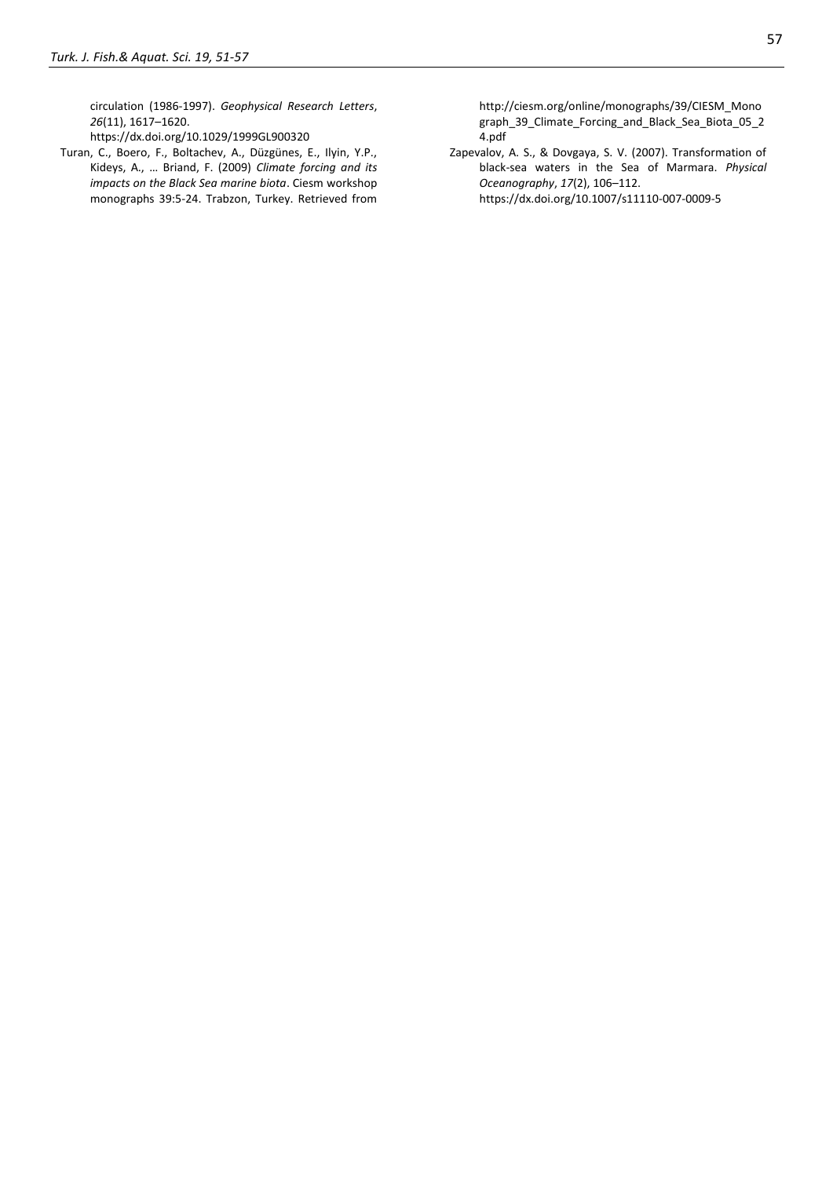circulation (1986-1997). *Geophysical Research Letters*, *26*(11), 1617–1620. https://dx.doi.org/10.1029/1999GL900320

Turan, C., Boero, F., Boltachev, A., Düzgünes, E., Ilyin, Y.P., Kideys, A., … Briand, F. (2009) *Climate forcing and its impacts on the Black Sea marine biota*. Ciesm workshop monographs 39:5-24. Trabzon, Turkey. Retrieved from http://ciesm.org/online/monographs/39/CIESM_Monograph_39_Climate_Forcing_and_Black_Sea_Biota_05_24.pdf

Zapevalov, A. S., & Dovgaya, S. V. (2007). Transformation of black-sea waters in the Sea of Marmara. *Physical Oceanography*, *17*(2), 106–112. https://dx.doi.org/10.1007/s11110-007-0009-5